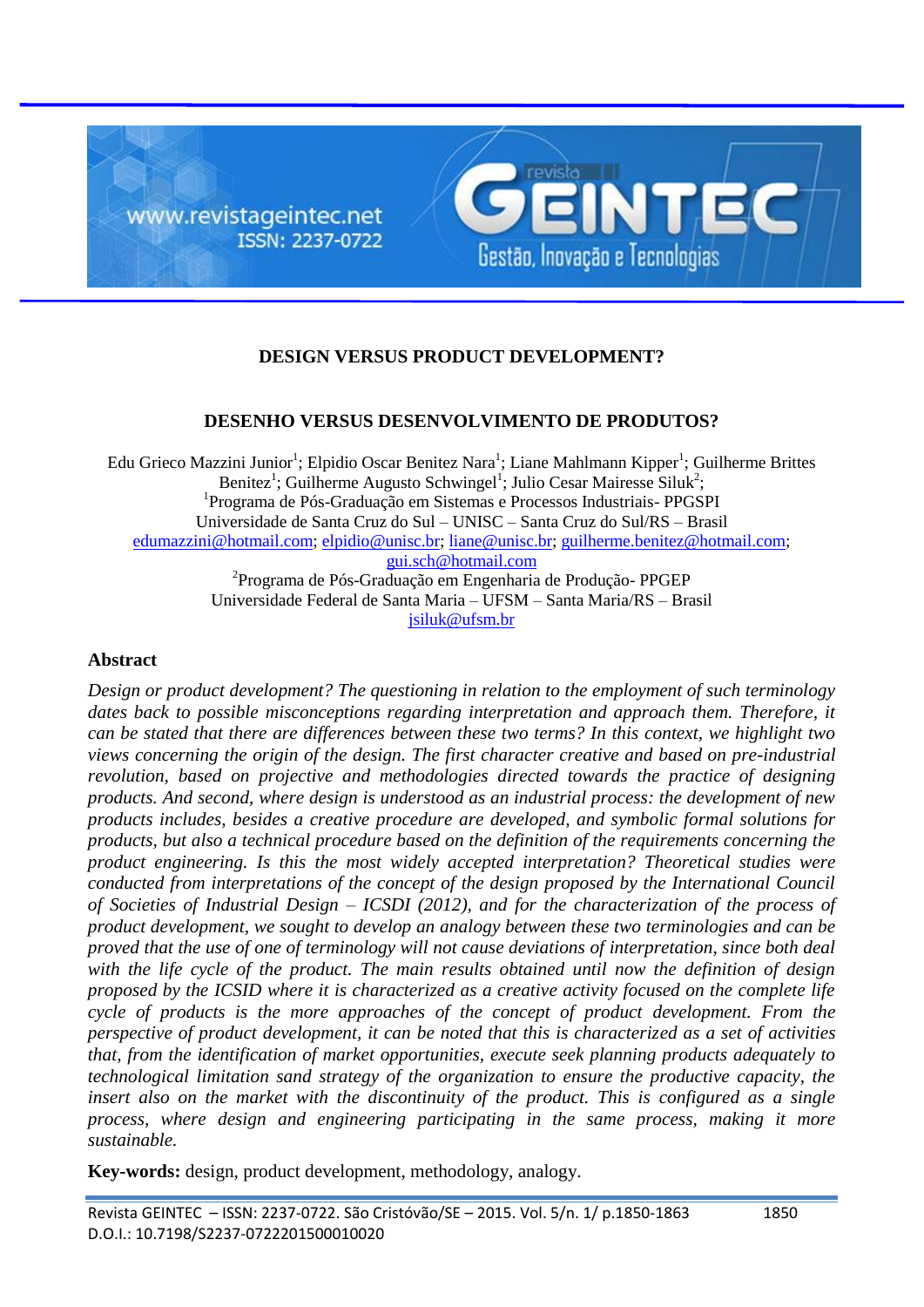# DESIGN VERSUS PRODUCT DEVELOPMENT?

# DESENHO VERSUS DESENVOLVIMENTO DE PRODUTOS?

Edu Grieco Mazzini Junior[1]; Elpidio Oscar Benitez Nara[1]; Liane Mahlmann Kipper[1]; Guilherme Brittes Benitez[1]; Guilherme Augusto Schwingel[1]; Julio Cesar Mairesse Siluk[2];

[1]Programa de Pós-Graduação em Sistemas e Processos Industriais- PPGSPI
Universidade de Santa Cruz do Sul – UNISC – Santa Cruz do Sul/RS – Brasil
edumazzini@hotmail.com; elpidio@unisc.br; liane@unisc.br; guilherme.benitez@hotmail.com; gui.sch@hotmail.com

[2]Programa de Pós-Graduação em Engenharia de Produção- PPGEP
Universidade Federal de Santa Maria – UFSM – Santa Maria/RS – Brasil
jsiluk@ufsm.br

## Abstract

*Design or product development? The questioning in relation to the employment of such terminology dates back to possible misconceptions regarding interpretation and approach them. Therefore, it can be stated that there are differences between these two terms? In this context, we highlight two views concerning the origin of the design. The first character creative and based on pre-industrial revolution, based on projective and methodologies directed towards the practice of designing products. And second, where design is understood as an industrial process: the development of new products includes, besides a creative procedure are developed, and symbolic formal solutions for products, but also a technical procedure based on the definition of the requirements concerning the product engineering. Is this the most widely accepted interpretation? Theoretical studies were conducted from interpretations of the concept of the design proposed by the International Council of Societies of Industrial Design – ICSDI (2012), and for the characterization of the process of product development, we sought to develop an analogy between these two terminologies and can be proved that the use of one of terminology will not cause deviations of interpretation, since both deal with the life cycle of the product. The main results obtained until now the definition of design proposed by the ICSID where it is characterized as a creative activity focused on the complete life cycle of products is the more approaches of the concept of product development. From the perspective of product development, it can be noted that this is characterized as a set of activities that, from the identification of market opportunities, execute seek planning products adequately to technological limitation sand strategy of the organization to ensure the productive capacity, the insert also on the market with the discontinuity of the product. This is configured as a single process, where design and engineering participating in the same process, making it more sustainable.*

**Key-words:** design, product development, methodology, analogy.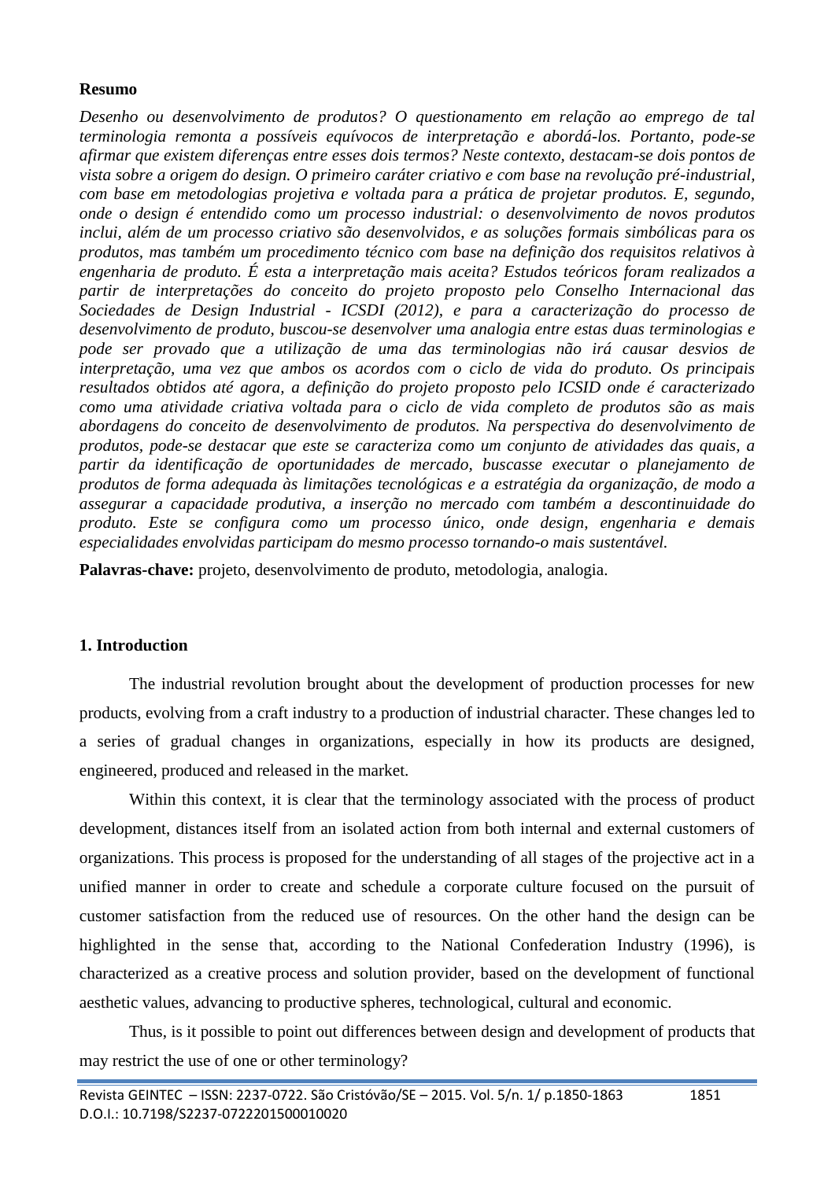**Resumo**

*Desenho ou desenvolvimento de produtos? O questionamento em relação ao emprego de tal terminologia remonta a possíveis equívocos de interpretação e abordá-los. Portanto, pode-se afirmar que existem diferenças entre esses dois termos? Neste contexto, destacam-se dois pontos de vista sobre a origem do design. O primeiro caráter criativo e com base na revolução pré-industrial, com base em metodologias projetiva e voltada para a prática de projetar produtos. E, segundo, onde o design é entendido como um processo industrial: o desenvolvimento de novos produtos inclui, além de um processo criativo são desenvolvidos, e as soluções formais simbólicas para os produtos, mas também um procedimento técnico com base na definição dos requisitos relativos à engenharia de produto. É esta a interpretação mais aceita? Estudos teóricos foram realizados a partir de interpretações do conceito do projeto proposto pelo Conselho Internacional das Sociedades de Design Industrial - ICSDI (2012), e para a caracterização do processo de desenvolvimento de produto, buscou-se desenvolver uma analogia entre estas duas terminologias e pode ser provado que a utilização de uma das terminologias não irá causar desvios de interpretação, uma vez que ambos os acordos com o ciclo de vida do produto. Os principais resultados obtidos até agora, a definição do projeto proposto pelo ICSID onde é caracterizado como uma atividade criativa voltada para o ciclo de vida completo de produtos são as mais abordagens do conceito de desenvolvimento de produtos. Na perspectiva do desenvolvimento de produtos, pode-se destacar que este se caracteriza como um conjunto de atividades das quais, a partir da identificação de oportunidades de mercado, buscasse executar o planejamento de produtos de forma adequada às limitações tecnológicas e a estratégia da organização, de modo a assegurar a capacidade produtiva, a inserção no mercado com também a descontinuidade do produto. Este se configura como um processo único, onde design, engenharia e demais especialidades envolvidas participam do mesmo processo tornando-o mais sustentável.*

**Palavras-chave:** projeto, desenvolvimento de produto, metodologia, analogia.

## 1. Introduction

The industrial revolution brought about the development of production processes for new products, evolving from a craft industry to a production of industrial character. These changes led to a series of gradual changes in organizations, especially in how its products are designed, engineered, produced and released in the market.

Within this context, it is clear that the terminology associated with the process of product development, distances itself from an isolated action from both internal and external customers of organizations. This process is proposed for the understanding of all stages of the projective act in a unified manner in order to create and schedule a corporate culture focused on the pursuit of customer satisfaction from the reduced use of resources. On the other hand the design can be highlighted in the sense that, according to the National Confederation Industry (1996), is characterized as a creative process and solution provider, based on the development of functional aesthetic values, advancing to productive spheres, technological, cultural and economic.

Thus, is it possible to point out differences between design and development of products that may restrict the use of one or other terminology?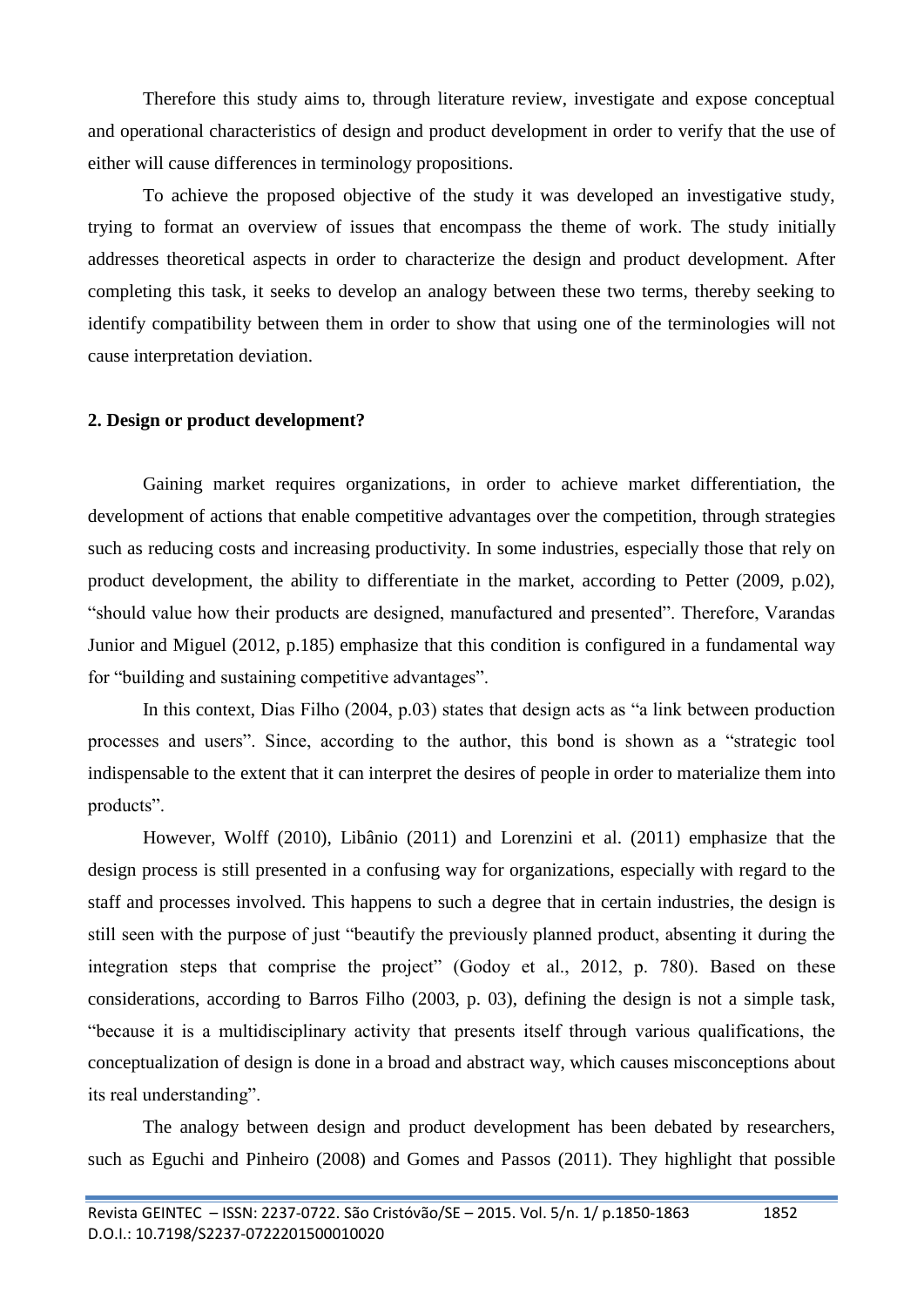Therefore this study aims to, through literature review, investigate and expose conceptual and operational characteristics of design and product development in order to verify that the use of either will cause differences in terminology propositions.

To achieve the proposed objective of the study it was developed an investigative study, trying to format an overview of issues that encompass the theme of work. The study initially addresses theoretical aspects in order to characterize the design and product development. After completing this task, it seeks to develop an analogy between these two terms, thereby seeking to identify compatibility between them in order to show that using one of the terminologies will not cause interpretation deviation.

## 2. Design or product development?

Gaining market requires organizations, in order to achieve market differentiation, the development of actions that enable competitive advantages over the competition, through strategies such as reducing costs and increasing productivity. In some industries, especially those that rely on product development, the ability to differentiate in the market, according to Petter (2009, p.02), "should value how their products are designed, manufactured and presented". Therefore, Varandas Junior and Miguel (2012, p.185) emphasize that this condition is configured in a fundamental way for "building and sustaining competitive advantages".

In this context, Dias Filho (2004, p.03) states that design acts as "a link between production processes and users". Since, according to the author, this bond is shown as a "strategic tool indispensable to the extent that it can interpret the desires of people in order to materialize them into products".

However, Wolff (2010), Libânio (2011) and Lorenzini et al. (2011) emphasize that the design process is still presented in a confusing way for organizations, especially with regard to the staff and processes involved. This happens to such a degree that in certain industries, the design is still seen with the purpose of just "beautify the previously planned product, absenting it during the integration steps that comprise the project" (Godoy et al., 2012, p. 780). Based on these considerations, according to Barros Filho (2003, p. 03), defining the design is not a simple task, "because it is a multidisciplinary activity that presents itself through various qualifications, the conceptualization of design is done in a broad and abstract way, which causes misconceptions about its real understanding".

The analogy between design and product development has been debated by researchers, such as Eguchi and Pinheiro (2008) and Gomes and Passos (2011). They highlight that possible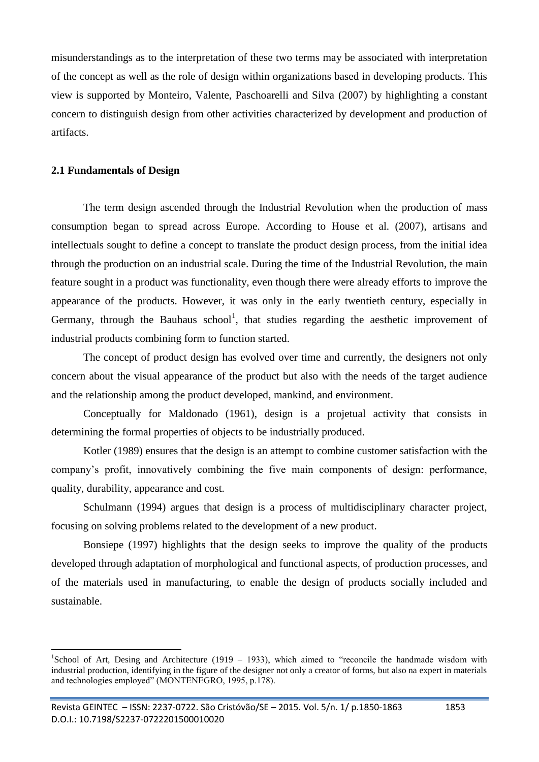misunderstandings as to the interpretation of these two terms may be associated with interpretation of the concept as well as the role of design within organizations based in developing products. This view is supported by Monteiro, Valente, Paschoarelli and Silva (2007) by highlighting a constant concern to distinguish design from other activities characterized by development and production of artifacts.

### 2.1 Fundamentals of Design

The term design ascended through the Industrial Revolution when the production of mass consumption began to spread across Europe. According to House et al. (2007), artisans and intellectuals sought to define a concept to translate the product design process, from the initial idea through the production on an industrial scale. During the time of the Industrial Revolution, the main feature sought in a product was functionality, even though there were already efforts to improve the appearance of the products. However, it was only in the early twentieth century, especially in Germany, through the Bauhaus school[1], that studies regarding the aesthetic improvement of industrial products combining form to function started.

The concept of product design has evolved over time and currently, the designers not only concern about the visual appearance of the product but also with the needs of the target audience and the relationship among the product developed, mankind, and environment.

Conceptually for Maldonado (1961), design is a projetual activity that consists in determining the formal properties of objects to be industrially produced.

Kotler (1989) ensures that the design is an attempt to combine customer satisfaction with the company's profit, innovatively combining the five main components of design: performance, quality, durability, appearance and cost.

Schulmann (1994) argues that design is a process of multidisciplinary character project, focusing on solving problems related to the development of a new product.

Bonsiepe (1997) highlights that the design seeks to improve the quality of the products developed through adaptation of morphological and functional aspects, of production processes, and of the materials used in manufacturing, to enable the design of products socially included and sustainable.

---

[1] School of Art, Desing and Architecture (1919 – 1933), which aimed to "reconcile the handmade wisdom with industrial production, identifying in the figure of the designer not only a creator of forms, but also na expert in materials and technologies employed" (MONTENEGRO, 1995, p.178).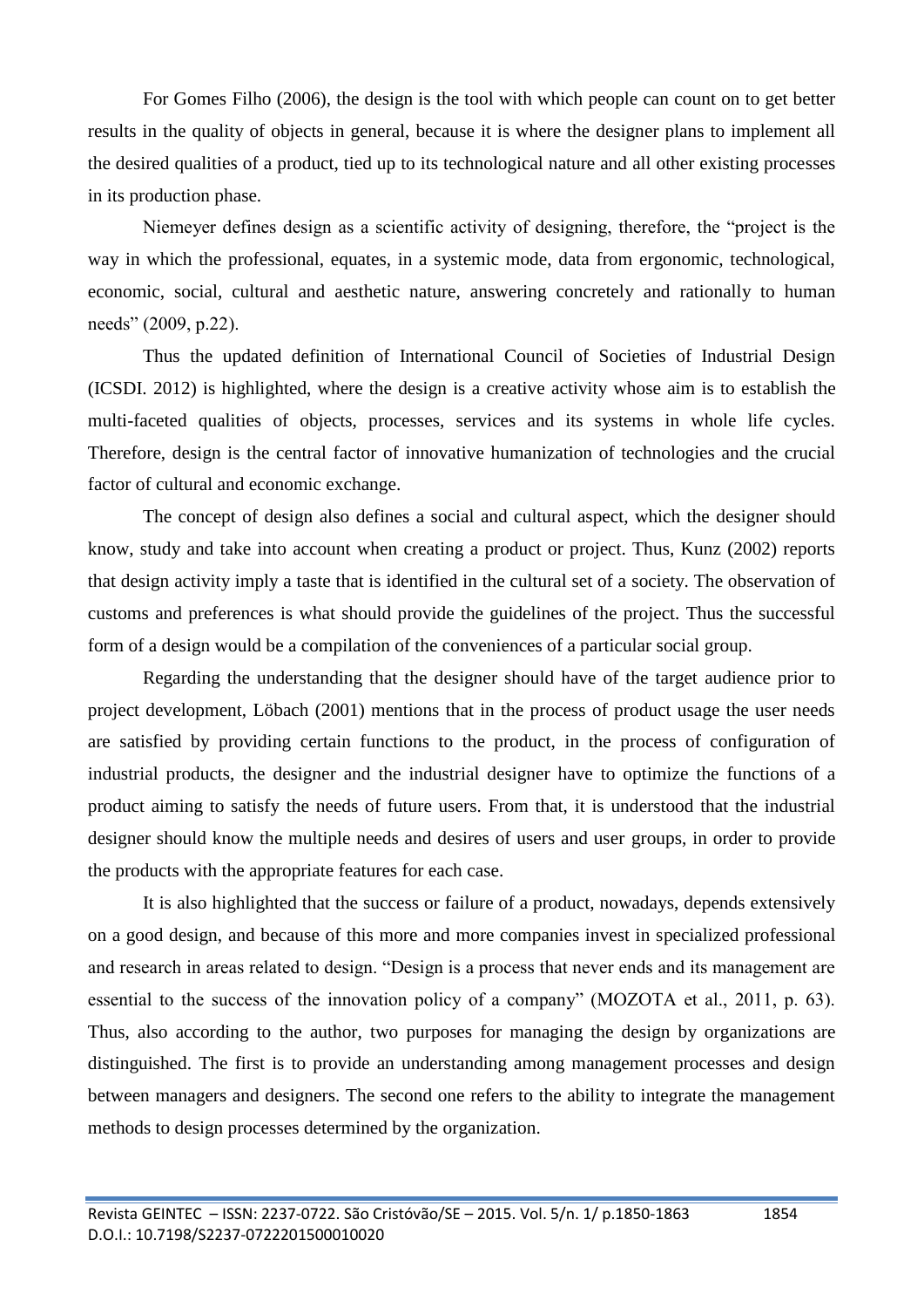For Gomes Filho (2006), the design is the tool with which people can count on to get better results in the quality of objects in general, because it is where the designer plans to implement all the desired qualities of a product, tied up to its technological nature and all other existing processes in its production phase.

Niemeyer defines design as a scientific activity of designing, therefore, the "project is the way in which the professional, equates, in a systemic mode, data from ergonomic, technological, economic, social, cultural and aesthetic nature, answering concretely and rationally to human needs" (2009, p.22).

Thus the updated definition of International Council of Societies of Industrial Design (ICSDI. 2012) is highlighted, where the design is a creative activity whose aim is to establish the multi-faceted qualities of objects, processes, services and its systems in whole life cycles. Therefore, design is the central factor of innovative humanization of technologies and the crucial factor of cultural and economic exchange.

The concept of design also defines a social and cultural aspect, which the designer should know, study and take into account when creating a product or project. Thus, Kunz (2002) reports that design activity imply a taste that is identified in the cultural set of a society. The observation of customs and preferences is what should provide the guidelines of the project. Thus the successful form of a design would be a compilation of the conveniences of a particular social group.

Regarding the understanding that the designer should have of the target audience prior to project development, Löbach (2001) mentions that in the process of product usage the user needs are satisfied by providing certain functions to the product, in the process of configuration of industrial products, the designer and the industrial designer have to optimize the functions of a product aiming to satisfy the needs of future users. From that, it is understood that the industrial designer should know the multiple needs and desires of users and user groups, in order to provide the products with the appropriate features for each case.

It is also highlighted that the success or failure of a product, nowadays, depends extensively on a good design, and because of this more and more companies invest in specialized professional and research in areas related to design. "Design is a process that never ends and its management are essential to the success of the innovation policy of a company" (MOZOTA et al., 2011, p. 63). Thus, also according to the author, two purposes for managing the design by organizations are distinguished. The first is to provide an understanding among management processes and design between managers and designers. The second one refers to the ability to integrate the management methods to design processes determined by the organization.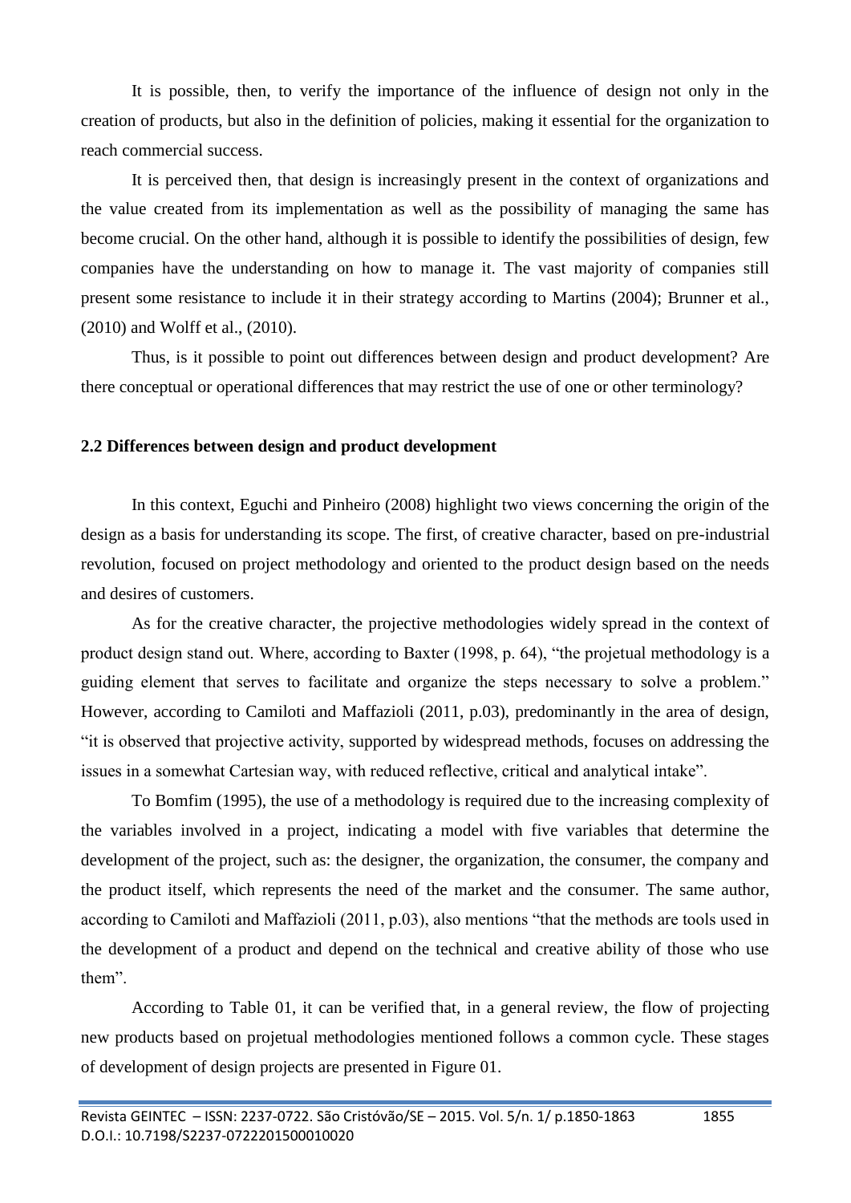It is possible, then, to verify the importance of the influence of design not only in the creation of products, but also in the definition of policies, making it essential for the organization to reach commercial success.

It is perceived then, that design is increasingly present in the context of organizations and the value created from its implementation as well as the possibility of managing the same has become crucial. On the other hand, although it is possible to identify the possibilities of design, few companies have the understanding on how to manage it. The vast majority of companies still present some resistance to include it in their strategy according to Martins (2004); Brunner et al., (2010) and Wolff et al., (2010).

Thus, is it possible to point out differences between design and product development? Are there conceptual or operational differences that may restrict the use of one or other terminology?

## 2.2 Differences between design and product development

In this context, Eguchi and Pinheiro (2008) highlight two views concerning the origin of the design as a basis for understanding its scope. The first, of creative character, based on pre-industrial revolution, focused on project methodology and oriented to the product design based on the needs and desires of customers.

As for the creative character, the projective methodologies widely spread in the context of product design stand out. Where, according to Baxter (1998, p. 64), "the projetual methodology is a guiding element that serves to facilitate and organize the steps necessary to solve a problem." However, according to Camiloti and Maffazioli (2011, p.03), predominantly in the area of design, "it is observed that projective activity, supported by widespread methods, focuses on addressing the issues in a somewhat Cartesian way, with reduced reflective, critical and analytical intake".

To Bomfim (1995), the use of a methodology is required due to the increasing complexity of the variables involved in a project, indicating a model with five variables that determine the development of the project, such as: the designer, the organization, the consumer, the company and the product itself, which represents the need of the market and the consumer. The same author, according to Camiloti and Maffazioli (2011, p.03), also mentions "that the methods are tools used in the development of a product and depend on the technical and creative ability of those who use them".

According to Table 01, it can be verified that, in a general review, the flow of projecting new products based on projetual methodologies mentioned follows a common cycle. These stages of development of design projects are presented in Figure 01.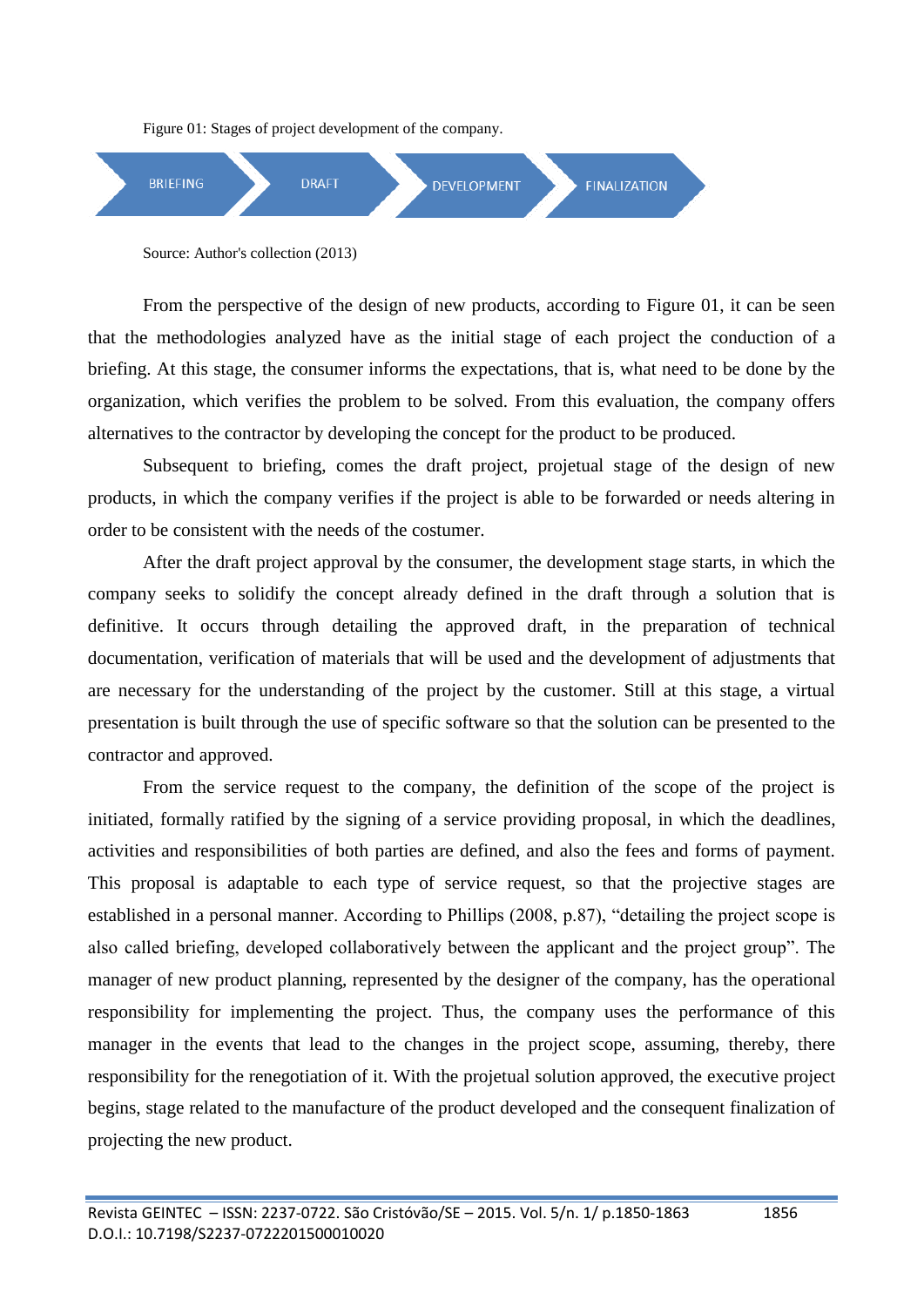Figure 01: Stages of project development of the company.

BRIEFING → DRAFT → DEVELOPMENT → FINALIZATION

Source: Author's collection (2013)

From the perspective of the design of new products, according to Figure 01, it can be seen that the methodologies analyzed have as the initial stage of each project the conduction of a briefing. At this stage, the consumer informs the expectations, that is, what need to be done by the organization, which verifies the problem to be solved. From this evaluation, the company offers alternatives to the contractor by developing the concept for the product to be produced.

Subsequent to briefing, comes the draft project, projetual stage of the design of new products, in which the company verifies if the project is able to be forwarded or needs altering in order to be consistent with the needs of the costumer.

After the draft project approval by the consumer, the development stage starts, in which the company seeks to solidify the concept already defined in the draft through a solution that is definitive. It occurs through detailing the approved draft, in the preparation of technical documentation, verification of materials that will be used and the development of adjustments that are necessary for the understanding of the project by the customer. Still at this stage, a virtual presentation is built through the use of specific software so that the solution can be presented to the contractor and approved.

From the service request to the company, the definition of the scope of the project is initiated, formally ratified by the signing of a service providing proposal, in which the deadlines, activities and responsibilities of both parties are defined, and also the fees and forms of payment. This proposal is adaptable to each type of service request, so that the projective stages are established in a personal manner. According to Phillips (2008, p.87), "detailing the project scope is also called briefing, developed collaboratively between the applicant and the project group". The manager of new product planning, represented by the designer of the company, has the operational responsibility for implementing the project. Thus, the company uses the performance of this manager in the events that lead to the changes in the project scope, assuming, thereby, there responsibility for the renegotiation of it. With the projetual solution approved, the executive project begins, stage related to the manufacture of the product developed and the consequent finalization of projecting the new product.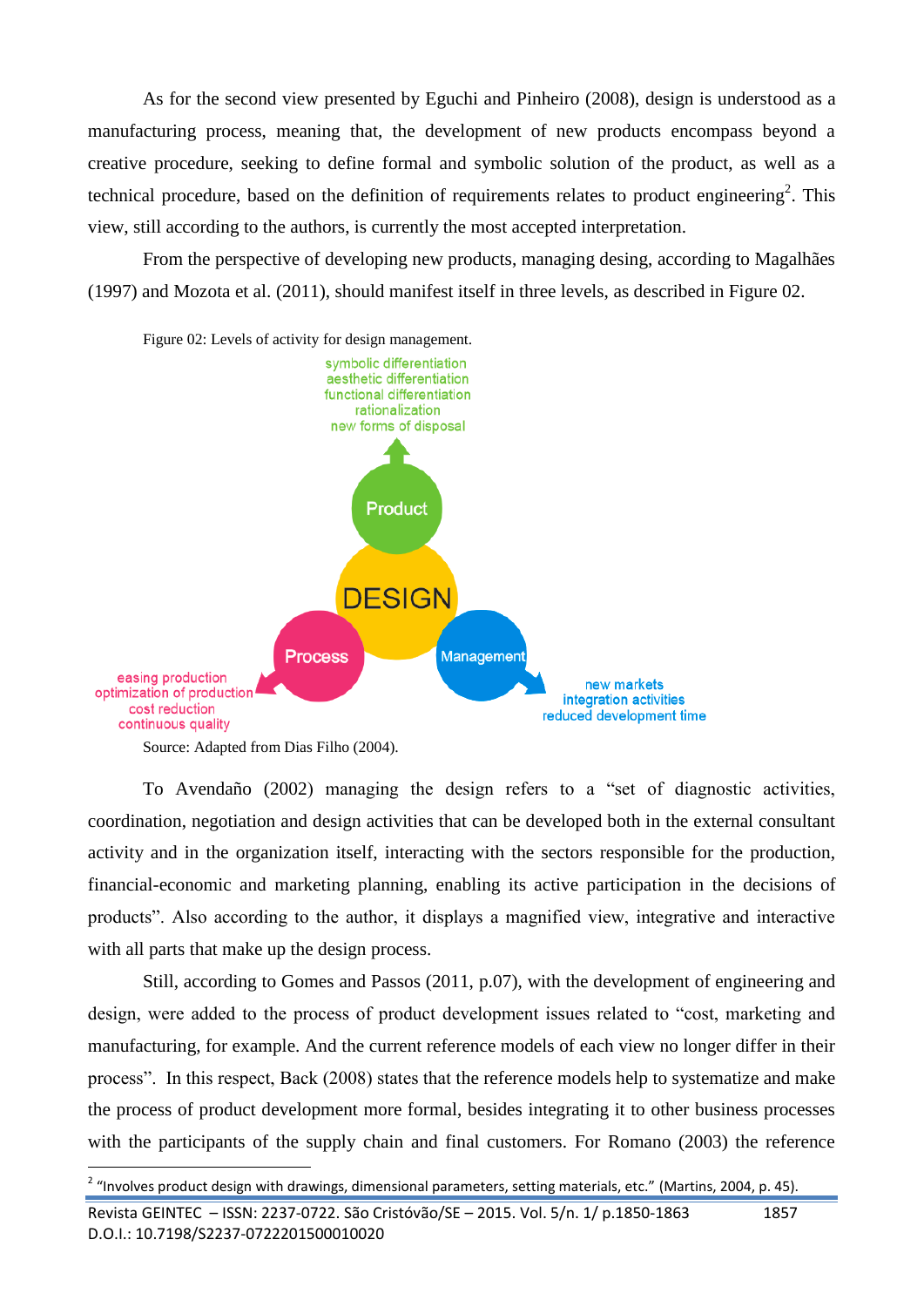As for the second view presented by Eguchi and Pinheiro (2008), design is understood as a manufacturing process, meaning that, the development of new products encompass beyond a creative procedure, seeking to define formal and symbolic solution of the product, as well as a technical procedure, based on the definition of requirements relates to product engineering[2]. This view, still according to the authors, is currently the most accepted interpretation.

From the perspective of developing new products, managing desing, according to Magalhães (1997) and Mozota et al. (2011), should manifest itself in three levels, as described in Figure 02.

Figure 02: Levels of activity for design management.

symbolic differentiation
aesthetic differentiation
functional differentiation
rationalization
new forms of disposal

Product

DESIGN

Process

Management

easing production
optimization of production
cost reduction
continuous quality

new markets
integration activities
reduced development time

Source: Adapted from Dias Filho (2004).

To Avendaño (2002) managing the design refers to a "set of diagnostic activities, coordination, negotiation and design activities that can be developed both in the external consultant activity and in the organization itself, interacting with the sectors responsible for the production, financial-economic and marketing planning, enabling its active participation in the decisions of products". Also according to the author, it displays a magnified view, integrative and interactive with all parts that make up the design process.

Still, according to Gomes and Passos (2011, p.07), with the development of engineering and design, were added to the process of product development issues related to "cost, marketing and manufacturing, for example. And the current reference models of each view no longer differ in their process". In this respect, Back (2008) states that the reference models help to systematize and make the process of product development more formal, besides integrating it to other business processes with the participants of the supply chain and final customers. For Romano (2003) the reference

[2] "Involves product design with drawings, dimensional parameters, setting materials, etc." (Martins, 2004, p. 45).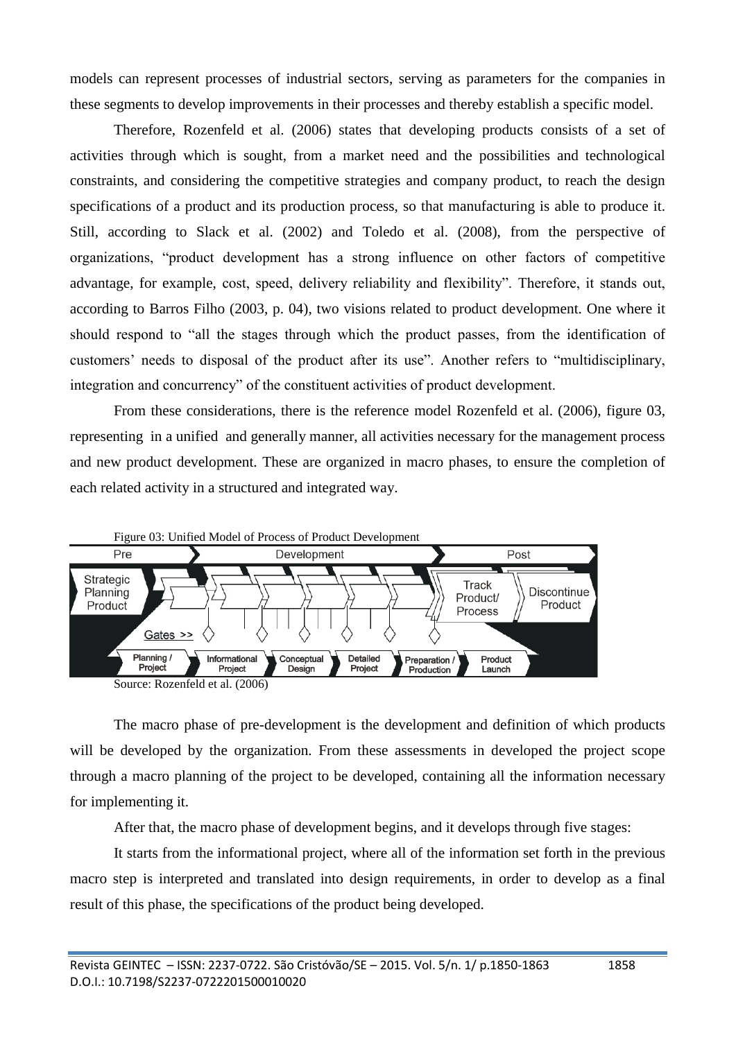models can represent processes of industrial sectors, serving as parameters for the companies in these segments to develop improvements in their processes and thereby establish a specific model.

Therefore, Rozenfeld et al. (2006) states that developing products consists of a set of activities through which is sought, from a market need and the possibilities and technological constraints, and considering the competitive strategies and company product, to reach the design specifications of a product and its production process, so that manufacturing is able to produce it. Still, according to Slack et al. (2002) and Toledo et al. (2008), from the perspective of organizations, "product development has a strong influence on other factors of competitive advantage, for example, cost, speed, delivery reliability and flexibility". Therefore, it stands out, according to Barros Filho (2003, p. 04), two visions related to product development. One where it should respond to "all the stages through which the product passes, from the identification of customers' needs to disposal of the product after its use". Another refers to "multidisciplinary, integration and concurrency" of the constituent activities of product development.

From these considerations, there is the reference model Rozenfeld et al. (2006), figure 03, representing in a unified and generally manner, all activities necessary for the management process and new product development. These are organized in macro phases, to ensure the completion of each related activity in a structured and integrated way.

Figure 03: Unified Model of Process of Product Development

Pre | Development | Post

Strategic Planning Product | Track Product/ Process | Discontinue Product

Gates >>

Planning / Project | Informational Project | Conceptual Design | Detailed Project | Preparation / Production | Product Launch

Source: Rozenfeld et al. (2006)

The macro phase of pre-development is the development and definition of which products will be developed by the organization. From these assessments in developed the project scope through a macro planning of the project to be developed, containing all the information necessary for implementing it.

After that, the macro phase of development begins, and it develops through five stages:

It starts from the informational project, where all of the information set forth in the previous macro step is interpreted and translated into design requirements, in order to develop as a final result of this phase, the specifications of the product being developed.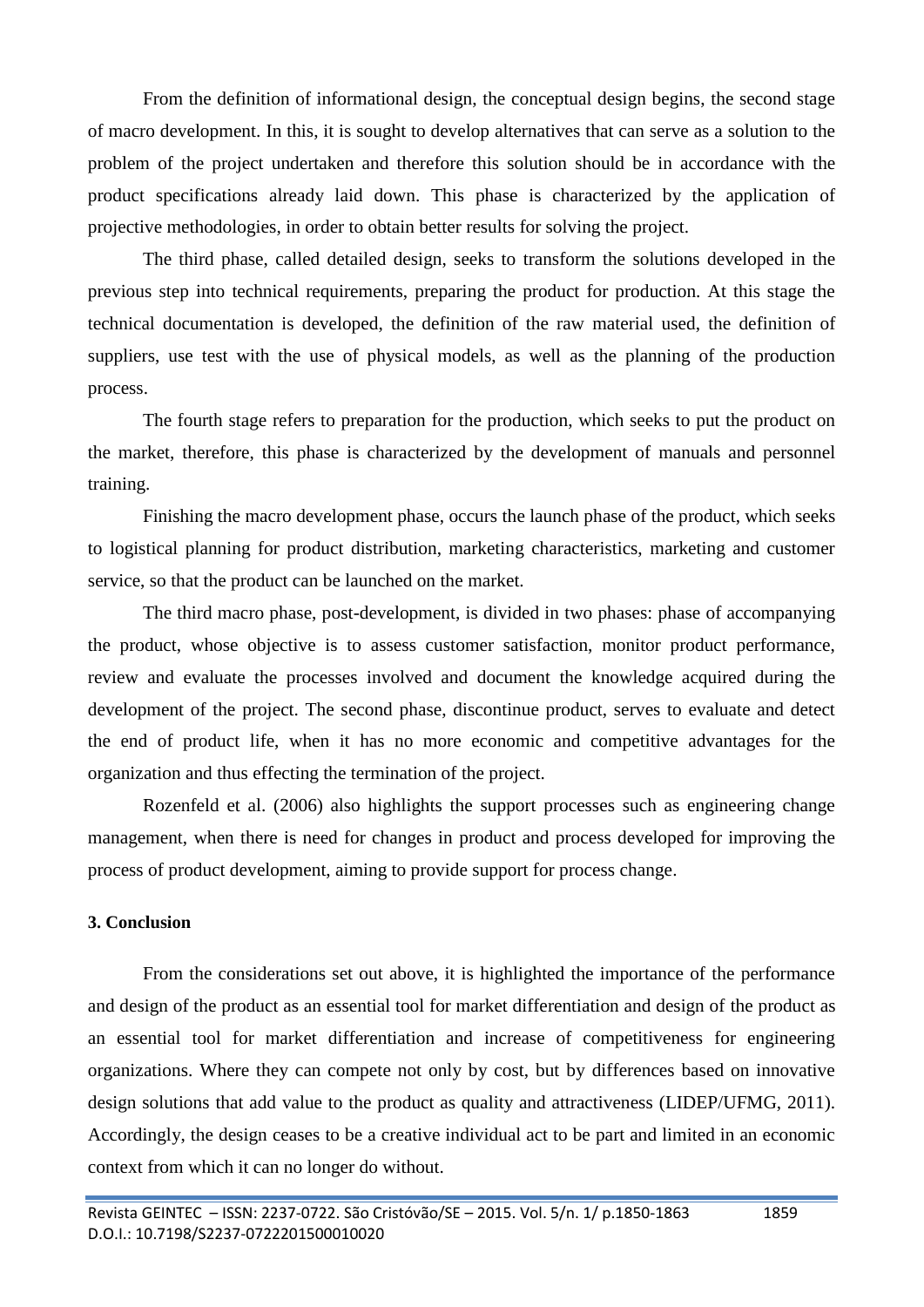From the definition of informational design, the conceptual design begins, the second stage of macro development. In this, it is sought to develop alternatives that can serve as a solution to the problem of the project undertaken and therefore this solution should be in accordance with the product specifications already laid down. This phase is characterized by the application of projective methodologies, in order to obtain better results for solving the project.

The third phase, called detailed design, seeks to transform the solutions developed in the previous step into technical requirements, preparing the product for production. At this stage the technical documentation is developed, the definition of the raw material used, the definition of suppliers, use test with the use of physical models, as well as the planning of the production process.

The fourth stage refers to preparation for the production, which seeks to put the product on the market, therefore, this phase is characterized by the development of manuals and personnel training.

Finishing the macro development phase, occurs the launch phase of the product, which seeks to logistical planning for product distribution, marketing characteristics, marketing and customer service, so that the product can be launched on the market.

The third macro phase, post-development, is divided in two phases: phase of accompanying the product, whose objective is to assess customer satisfaction, monitor product performance, review and evaluate the processes involved and document the knowledge acquired during the development of the project. The second phase, discontinue product, serves to evaluate and detect the end of product life, when it has no more economic and competitive advantages for the organization and thus effecting the termination of the project.

Rozenfeld et al. (2006) also highlights the support processes such as engineering change management, when there is need for changes in product and process developed for improving the process of product development, aiming to provide support for process change.

## 3. Conclusion

From the considerations set out above, it is highlighted the importance of the performance and design of the product as an essential tool for market differentiation and design of the product as an essential tool for market differentiation and increase of competitiveness for engineering organizations. Where they can compete not only by cost, but by differences based on innovative design solutions that add value to the product as quality and attractiveness (LIDEP/UFMG, 2011). Accordingly, the design ceases to be a creative individual act to be part and limited in an economic context from which it can no longer do without.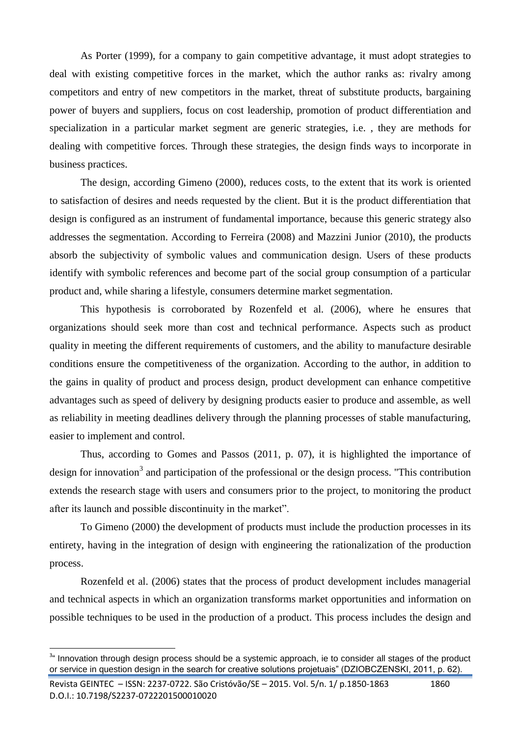As Porter (1999), for a company to gain competitive advantage, it must adopt strategies to deal with existing competitive forces in the market, which the author ranks as: rivalry among competitors and entry of new competitors in the market, threat of substitute products, bargaining power of buyers and suppliers, focus on cost leadership, promotion of product differentiation and specialization in a particular market segment are generic strategies, i.e. , they are methods for dealing with competitive forces. Through these strategies, the design finds ways to incorporate in business practices.

The design, according Gimeno (2000), reduces costs, to the extent that its work is oriented to satisfaction of desires and needs requested by the client. But it is the product differentiation that design is configured as an instrument of fundamental importance, because this generic strategy also addresses the segmentation. According to Ferreira (2008) and Mazzini Junior (2010), the products absorb the subjectivity of symbolic values and communication design. Users of these products identify with symbolic references and become part of the social group consumption of a particular product and, while sharing a lifestyle, consumers determine market segmentation.

This hypothesis is corroborated by Rozenfeld et al. (2006), where he ensures that organizations should seek more than cost and technical performance. Aspects such as product quality in meeting the different requirements of customers, and the ability to manufacture desirable conditions ensure the competitiveness of the organization. According to the author, in addition to the gains in quality of product and process design, product development can enhance competitive advantages such as speed of delivery by designing products easier to produce and assemble, as well as reliability in meeting deadlines delivery through the planning processes of stable manufacturing, easier to implement and control.

Thus, according to Gomes and Passos (2011, p. 07), it is highlighted the importance of design for innovation[3] and participation of the professional or the design process. "This contribution extends the research stage with users and consumers prior to the project, to monitoring the product after its launch and possible discontinuity in the market".

To Gimeno (2000) the development of products must include the production processes in its entirety, having in the integration of design with engineering the rationalization of the production process.

Rozenfeld et al. (2006) states that the process of product development includes managerial and technical aspects in which an organization transforms market opportunities and information on possible techniques to be used in the production of a product. This process includes the design and

---

[3] " Innovation through design process should be a systemic approach, ie to consider all stages of the product or service in question design in the search for creative solutions projetuais" (DZIOBCZENSKI, 2011, p. 62).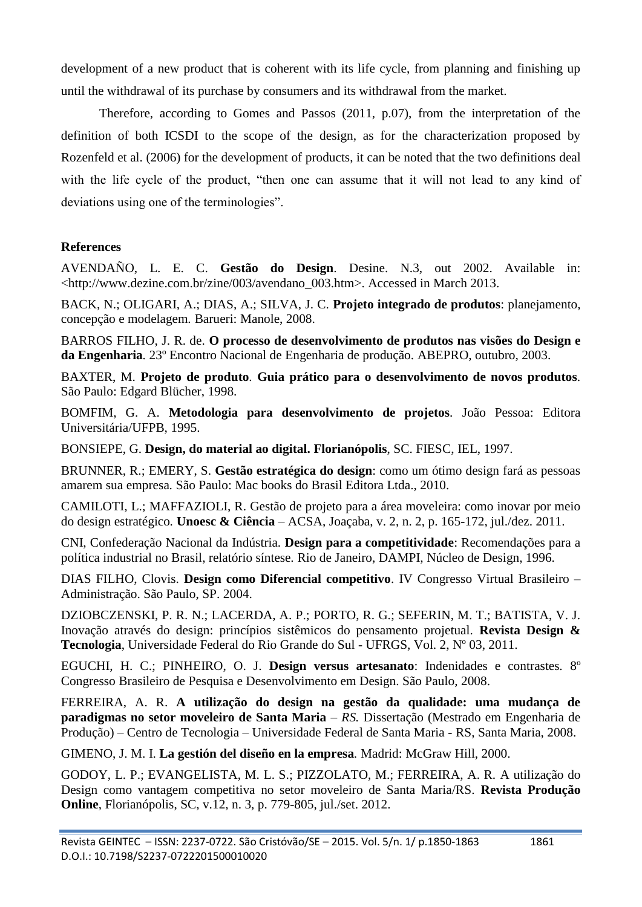development of a new product that is coherent with its life cycle, from planning and finishing up until the withdrawal of its purchase by consumers and its withdrawal from the market.

Therefore, according to Gomes and Passos (2011, p.07), from the interpretation of the definition of both ICSDI to the scope of the design, as for the characterization proposed by Rozenfeld et al. (2006) for the development of products, it can be noted that the two definitions deal with the life cycle of the product, "then one can assume that it will not lead to any kind of deviations using one of the terminologies".

**References**

AVENDAÑO, L. E. C. **Gestão do Design**. Desine. N.3, out 2002. Available in: <http://www.dezine.com.br/zine/003/avendano_003.htm>. Accessed in March 2013.

BACK, N.; OLIGARI, A.; DIAS, A.; SILVA, J. C. **Projeto integrado de produtos**: planejamento, concepção e modelagem. Barueri: Manole, 2008.

BARROS FILHO, J. R. de. **O processo de desenvolvimento de produtos nas visões do Design e da Engenharia**. 23º Encontro Nacional de Engenharia de produção. ABEPRO, outubro, 2003.

BAXTER, M. **Projeto de produto**. **Guia prático para o desenvolvimento de novos produtos**. São Paulo: Edgard Blücher, 1998.

BOMFIM, G. A. **Metodologia para desenvolvimento de projetos**. João Pessoa: Editora Universitária/UFPB, 1995.

BONSIEPE, G. **Design, do material ao digital. Florianópolis**, SC. FIESC, IEL, 1997.

BRUNNER, R.; EMERY, S. **Gestão estratégica do design**: como um ótimo design fará as pessoas amarem sua empresa. São Paulo: Mac books do Brasil Editora Ltda., 2010.

CAMILOTI, L.; MAFFAZIOLI, R. Gestão de projeto para a área moveleira: como inovar por meio do design estratégico. **Unoesc & Ciência** – ACSA, Joaçaba, v. 2, n. 2, p. 165-172, jul./dez. 2011.

CNI, Confederação Nacional da Indústria. **Design para a competitividade**: Recomendações para a política industrial no Brasil, relatório síntese. Rio de Janeiro, DAMPI, Núcleo de Design, 1996.

DIAS FILHO, Clovis. **Design como Diferencial competitivo**. IV Congresso Virtual Brasileiro – Administração. São Paulo, SP. 2004.

DZIOBCZENSKI, P. R. N.; LACERDA, A. P.; PORTO, R. G.; SEFERIN, M. T.; BATISTA, V. J. Inovação através do design: princípios sistêmicos do pensamento projetual. **Revista Design & Tecnologia**, Universidade Federal do Rio Grande do Sul - UFRGS, Vol. 2, Nº 03, 2011.

EGUCHI, H. C.; PINHEIRO, O. J. **Design versus artesanato**: Indenidades e contrastes. 8º Congresso Brasileiro de Pesquisa e Desenvolvimento em Design. São Paulo, 2008.

FERREIRA, A. R. **A utilização do design na gestão da qualidade: uma mudança de paradigmas no setor moveleiro de Santa Maria** – *RS.* Dissertação (Mestrado em Engenharia de Produção) – Centro de Tecnologia – Universidade Federal de Santa Maria - RS, Santa Maria, 2008.

GIMENO, J. M. I. **La gestión del diseño en la empresa**. Madrid: McGraw Hill, 2000.

GODOY, L. P.; EVANGELISTA, M. L. S.; PIZZOLATO, M.; FERREIRA, A. R. A utilização do Design como vantagem competitiva no setor moveleiro de Santa Maria/RS. **Revista Produção Online**, Florianópolis, SC, v.12, n. 3, p. 779-805, jul./set. 2012.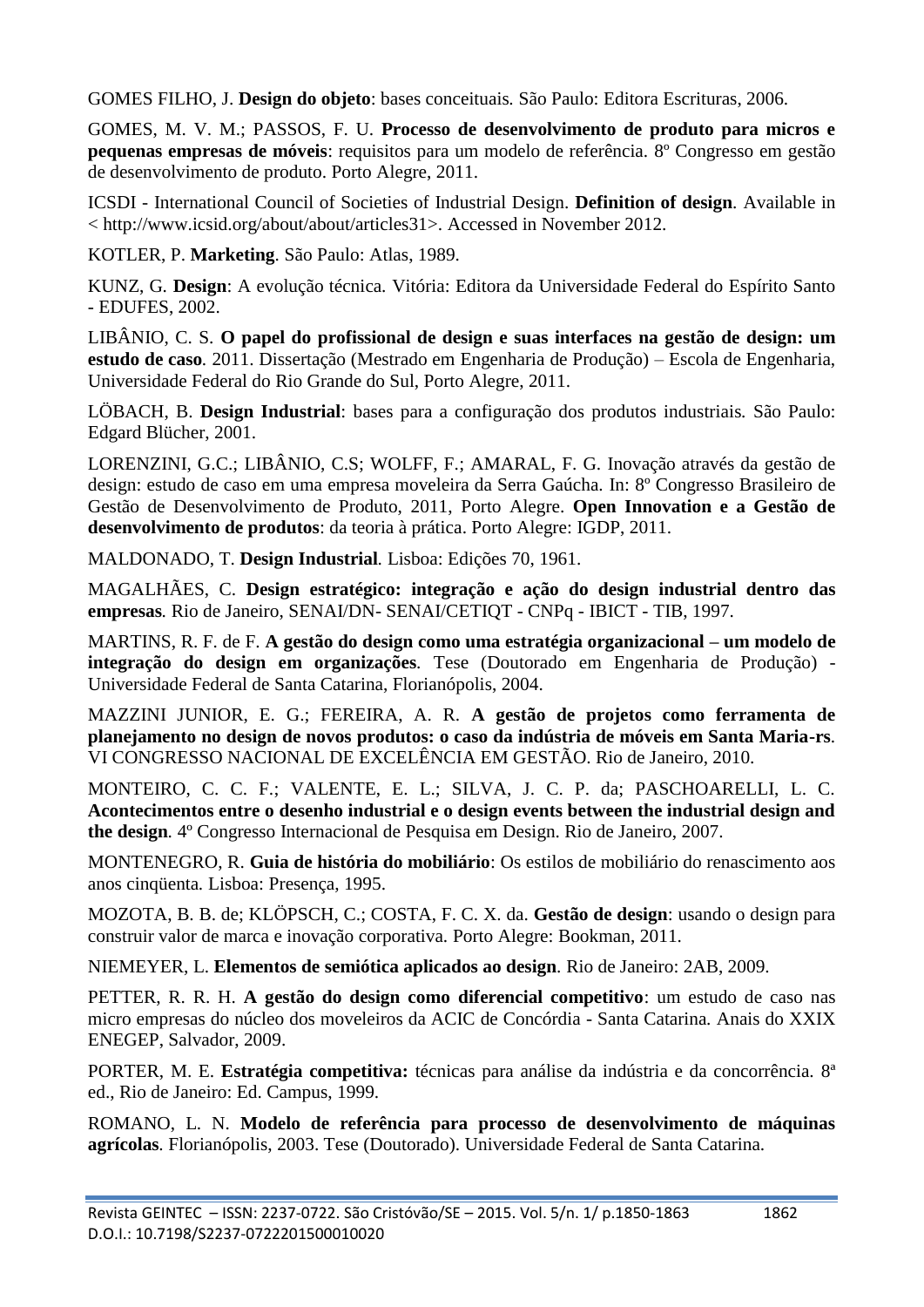GOMES FILHO, J. **Design do objeto**: bases conceituais. São Paulo: Editora Escrituras, 2006.

GOMES, M. V. M.; PASSOS, F. U. **Processo de desenvolvimento de produto para micros e pequenas empresas de móveis**: requisitos para um modelo de referência. 8º Congresso em gestão de desenvolvimento de produto. Porto Alegre, 2011.

ICSDI - International Council of Societies of Industrial Design. **Definition of design**. Available in < http://www.icsid.org/about/about/articles31>. Accessed in November 2012.

KOTLER, P. **Marketing**. São Paulo: Atlas, 1989.

KUNZ, G. **Design**: A evolução técnica. Vitória: Editora da Universidade Federal do Espírito Santo - EDUFES, 2002.

LIBÂNIO, C. S. **O papel do profissional de design e suas interfaces na gestão de design: um estudo de caso**. 2011. Dissertação (Mestrado em Engenharia de Produção) – Escola de Engenharia, Universidade Federal do Rio Grande do Sul, Porto Alegre, 2011.

LÖBACH, B. **Design Industrial**: bases para a configuração dos produtos industriais. São Paulo: Edgard Blücher, 2001.

LORENZINI, G.C.; LIBÂNIO, C.S; WOLFF, F.; AMARAL, F. G. Inovação através da gestão de design: estudo de caso em uma empresa moveleira da Serra Gaúcha. In: 8º Congresso Brasileiro de Gestão de Desenvolvimento de Produto, 2011, Porto Alegre. **Open Innovation e a Gestão de desenvolvimento de produtos**: da teoria à prática. Porto Alegre: IGDP, 2011.

MALDONADO, T. **Design Industrial**. Lisboa: Edições 70, 1961.

MAGALHÃES, C. **Design estratégico: integração e ação do design industrial dentro das empresas**. Rio de Janeiro, SENAI/DN- SENAI/CETIQT - CNPq - IBICT - TIB, 1997.

MARTINS, R. F. de F. **A gestão do design como uma estratégia organizacional – um modelo de integração do design em organizações**. Tese (Doutorado em Engenharia de Produção) - Universidade Federal de Santa Catarina, Florianópolis, 2004.

MAZZINI JUNIOR, E. G.; FEREIRA, A. R. **A gestão de projetos como ferramenta de planejamento no design de novos produtos: o caso da indústria de móveis em Santa Maria-rs**. VI CONGRESSO NACIONAL DE EXCELÊNCIA EM GESTÃO. Rio de Janeiro, 2010.

MONTEIRO, C. C. F.; VALENTE, E. L.; SILVA, J. C. P. da; PASCHOARELLI, L. C. **Acontecimentos entre o desenho industrial e o design events between the industrial design and the design**. 4º Congresso Internacional de Pesquisa em Design. Rio de Janeiro, 2007.

MONTENEGRO, R. **Guia de história do mobiliário**: Os estilos de mobiliário do renascimento aos anos cinqüenta. Lisboa: Presença, 1995.

MOZOTA, B. B. de; KLÖPSCH, C.; COSTA, F. C. X. da. **Gestão de design**: usando o design para construir valor de marca e inovação corporativa. Porto Alegre: Bookman, 2011.

NIEMEYER, L. **Elementos de semiótica aplicados ao design**. Rio de Janeiro: 2AB, 2009.

PETTER, R. R. H. **A gestão do design como diferencial competitivo**: um estudo de caso nas micro empresas do núcleo dos moveleiros da ACIC de Concórdia - Santa Catarina. Anais do XXIX ENEGEP, Salvador, 2009.

PORTER, M. E. **Estratégia competitiva:** técnicas para análise da indústria e da concorrência. 8ª ed., Rio de Janeiro: Ed. Campus, 1999.

ROMANO, L. N. **Modelo de referência para processo de desenvolvimento de máquinas agrícolas**. Florianópolis, 2003. Tese (Doutorado). Universidade Federal de Santa Catarina.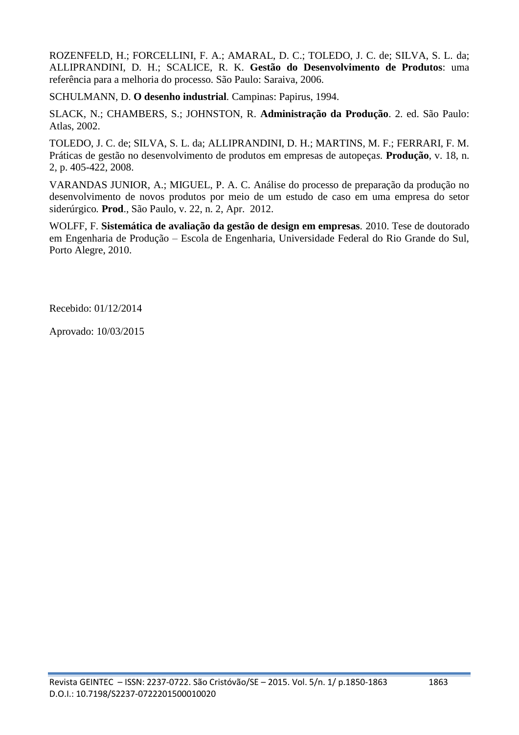ROZENFELD, H.; FORCELLINI, F. A.; AMARAL, D. C.; TOLEDO, J. C. de; SILVA, S. L. da; ALLIPRANDINI, D. H.; SCALICE, R. K. **Gestão do Desenvolvimento de Produtos**: uma referência para a melhoria do processo. São Paulo: Saraiva, 2006.

SCHULMANN, D. **O desenho industrial**. Campinas: Papirus, 1994.

SLACK, N.; CHAMBERS, S.; JOHNSTON, R. **Administração da Produção**. 2. ed. São Paulo: Atlas, 2002.

TOLEDO, J. C. de; SILVA, S. L. da; ALLIPRANDINI, D. H.; MARTINS, M. F.; FERRARI, F. M. Práticas de gestão no desenvolvimento de produtos em empresas de autopeças. **Produção**, v. 18, n. 2, p. 405-422, 2008.

VARANDAS JUNIOR, A.; MIGUEL, P. A. C. Análise do processo de preparação da produção no desenvolvimento de novos produtos por meio de um estudo de caso em uma empresa do setor siderúrgico. **Prod**., São Paulo, v. 22, n. 2, Apr. 2012.

WOLFF, F. **Sistemática de avaliação da gestão de design em empresas**. 2010. Tese de doutorado em Engenharia de Produção – Escola de Engenharia, Universidade Federal do Rio Grande do Sul, Porto Alegre, 2010.

Recebido: 01/12/2014

Aprovado: 10/03/2015